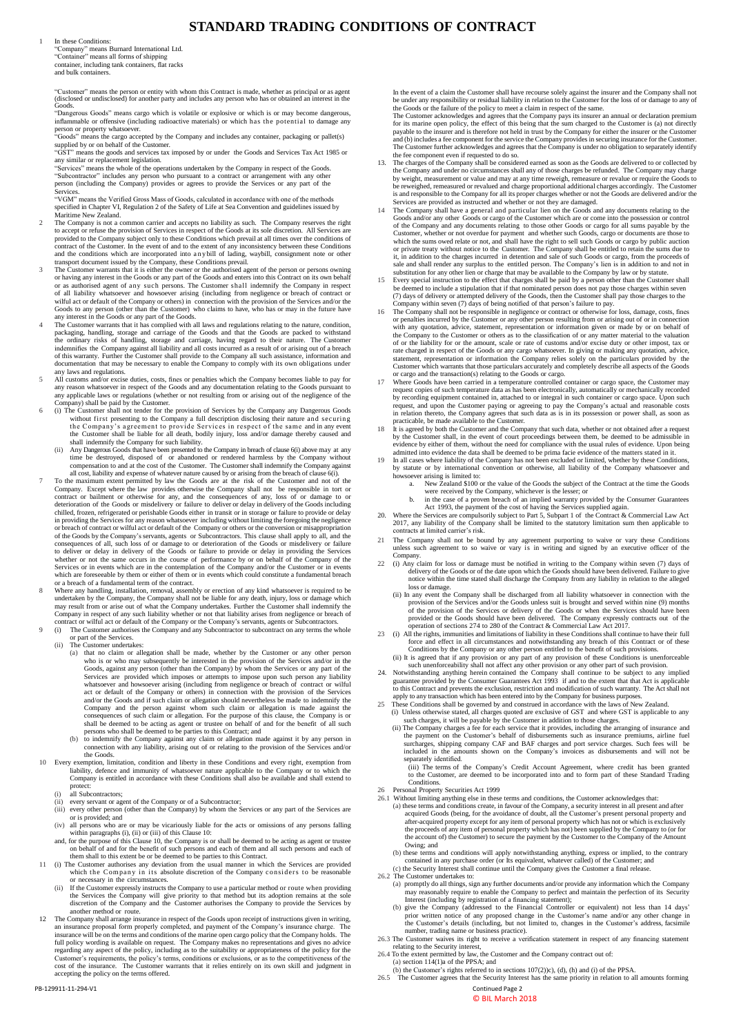# STANDARD TRADING CONDITIONS OF CONTRACT

1 In these Conditions:

"Company" means Burnard International Ltd.

"Container" means all forms of shipping container, including tank containers, flat racks and bulk containers.

"Customer" means the person or entity with whom this Contract is made, whether as principal or as agent (disclosed or undisclosed) for another party and includes any person who has or obtained an interest in the Goods.

"Dangerous Goods" means cargo which is volatile or explosive or which is or may become dangerous, inflammable or offensive (including radioactive materials) or which has the potential to damage any person or property whatsoever.

"Goods" means the cargo accepted by the Company and includes any container, packaging or pallet(s) supplied by or on behalf of the Customer.

"GST" means the goods and services tax imposed by or under the Goods and Services Tax Act 1985 or any similar or replacement legislation.

"Services" means the whole of the operations undertaken by the Company in respect of the Goods.

"Subcontractor" includes any person who pursuant to a contract or arrangement with any other person (including the Company) provides or agrees to provide the Services or any part of the Services.

"VGM" means the Verified Gross Mass of Goods, calculated in accordance with one of the methods specified in Chapter VI, Regulation 2 of the Safety of Life at Sea Convention and guidelines issued by Maritime New Zealand.

2 The Company is not a common carrier and accepts no liability as such. The Company reserves the right to accept or refuse the provision of Services in respect of the Goods at its sole discretion. All Services are provided to the Company subject only to these Conditions which prevail at all times over the conditions of contract of the Customer. In the event of and to the extent of any inconsistency between these Conditions and the conditions which are incorporated into any bill of lading, waybill, consignment note or other transport document issued by the Company, these Conditions prevail.

3 The Customer warrants that it is either the owner or the authorised agent of the person or persons owning or having any interest in the Goods or any part of the Goods and enters into this Contract on its own behalf or as authorised agent of any such persons. The Customer shall indemnify the Company in respect of all liability whatsoever and howsoever arising (including from negligence or breach of contract or wilful act or default of the Company or others) in connection with the provision of the Services and/or the Goods to any person (other than the Customer) who claims to have, who has or may in the future have any interest in the Goods or any part of the Goods.

4 The Customer warrants that it has complied with all laws and regulations relating to the nature, condition, packaging, handling, storage and carriage of the Goods and that the Goods are packed to withstand the ordinary risks of handling, storage and carriage, having regard to their nature. The Customer indemnifies the Company against all liability and all costs incurred as a result of or arising out of a breach of this warranty. Further the Customer shall provide to the Company all such assistance, information and documentation that may be necessary to enable the Company to comply with its own obligations under any laws and regulations.

5 All customs and/or excise duties, costs, fines or penalties which the Company becomes liable to pay for any reason whatsoever in respect of the Goods and any documentation relating to the Goods pursuant to any applicable laws or regulations (whether or not resulting from or arising out of the negligence of the Company) shall be paid by the Customer.

6 (i) The Customer shall not tender for the provision of Services by the Company any Dangerous Goods without first presenting to the Company a full description disclosing their nature and securing the Company's agreement to provide Services in respect of the same and in any event the Customer shall be liable for all death, bodily injury, loss and/or damage thereby caused and shall indemnify the Company for such liability.

(ii) Any Dangerous Goods that have been presented to the Company in breach of clause 6(i) above may at any time be destroyed, disposed of or abandoned or rendered harmless by the Company without compensation to and at the cost of the Customer. The Customer shall indemnify the Company against all cost, liability and expense of whatever nature caused by or arising from the breach of clause 6(i).

7 To the maximum extent permitted by law the Goods are at the risk of the Customer and not of the Company. Except where the law provides otherwise the Company shall not be responsible in tort or contract or bailment or otherwise for any, and the consequences of any, loss of or damage to or deterioration of the Goods or misdelivery or failure to deliver or delay in delivery of the Goods including chilled, frozen, refrigerated or perishable Goods either in transit or in storage or failure to provide or delay in providing the Services for any reason whatsoever including without limiting the foregoing the negligence or breach of contract or wilful act or default of the Company or others or the conversion or misappropriation of the Goods by the Company's servants, agents or Subcontractors. This clause shall apply to all, and the consequences of all, such loss of or damage to or deterioration of the Goods or misdelivery or failure to deliver or delay in delivery of the Goods or failure to provide or delay in providing the Services whether or not the same occurs in the course of performance by or on behalf of the Company of the Services or in events which are in the contemplation of the Company and/or the Customer or in events which are foreseeable by them or either of them or in events which could constitute a fundamental breach or a breach of a fundamental term of the contract.

8 Where any handling, installation, removal, assembly or erection of any kind whatsoever is required to be undertaken by the Company, the Company shall not be liable for any death, injury, loss or damage which may result from or arise out of what the Company undertakes. Further the Customer shall indemnify the Company in respect of any such liability whether or not that liability arises from negligence or breach of contract or wilful act or default of the Company or the Company's servants, agents or Subcontractors.

9 (i) The Customer authorises the Company and any Subcontractor to subcontract on any terms the whole or part of the Services.

(ii) The Customer undertakes:

(a) that no claim or allegation shall be made, whether by the Customer or any other person who is or who may subsequently be interested in the provision of the Services and/or in the Goods, against any person (other than the Company) by whom the Services or any part of the Services are provided which imposes or attempts to impose upon such person any liability whatsoever and howsoever arising (including from negligence or breach of contract or wilful act or default of the Company or others) in connection with the provision of the Services and/or the Goods and if such claim or allegation should nevertheless be made to indemnify the Company and the person against whom such claim or allegation is made against the consequences of such claim or allegation. For the purpose of this clause, the Company is or shall be deemed to be acting as agent or trustee on behalf of and for the benefit of all such persons who shall be deemed to be parties to this Contract; and

(b) to indemnify the Company against any claim or allegation made against it by any person in connection with any liability, arising out of or relating to the provision of the Services and/or the Goods.

10 Every exemption, limitation, condition and liberty in these Conditions and every right, exemption from liability, defence and immunity of whatsoever nature applicable to the Company or to which the Company is entitled in accordance with these Conditions shall also be available and shall extend to protect:

(i) all Subcontractors;

(ii) every servant or agent of the Company or of a Subcontractor;

(iii) every other person (other than the Company) by whom the Services or any part of the Services are or is provided; and

(iv) all persons who are or may be vicariously liable for the acts or omissions of any persons falling within paragraphs (i), (ii) or (iii) of this Clause 10:

and, for the purpose of this Clause 10, the Company is or shall be deemed to be acting as agent or trustee on behalf of and for the benefit of such persons and each of them and all such persons and each of them shall to this extent be or be deemed to be parties to this Contract.

11 (i) The Customer authorises any deviation from the usual manner in which the Services are provided which the Company in its absolute discretion of the Company considers to be reasonable or necessary in the circumstances.

(ii) If the Customer expressly instructs the Company to use a particular method or route when providing the Services the Company will give priority to that method but its adoption remains at the sole discretion of the Company and the Customer authorises the Company to provide the Services by another method or route.

12 The Company shall arrange insurance in respect of the Goods upon receipt of instructions given in writing, an insurance proposal form properly completed, and payment of the Company's insurance charge. The insurance will be on the terms and conditions of the marine open cargo policy that the Company holds. The full policy wording is available on request. The Company makes no representations and gives no advice regarding any aspect of the policy, including as to the suitability or appropriateness of the policy for the Customer's requirements, the policy's terms, conditions or exclusions, or as to the competitiveness of the cost of the insurance. The Customer warrants that it relies entirely on its own skill and judgment in accepting the policy on the terms offered.

In the event of a claim the Customer shall have recourse solely against the insurer and the Company shall not be under any responsibility or residual liability in relation to the Customer for the loss of or damage to any of the Goods or the failure of the policy to meet a claim in respect of the same.

The Customer acknowledges and agrees that the Company pays its insurer an annual or declaration premium for its marine open policy, the effect of this being that the sum charged to the Customer is (a) not directly payable to the insurer and is therefore not held in trust by the Company for either the insurer or the Customer and (b) includes a fee component for the service the Company provides in securing insurance for the Customer. The Customer further acknowledges and agrees that the Company is under no obligation to separately identify the fee component even if requested to do so.

13. The charges of the Company shall be considered earned as soon as the Goods are delivered to or collected by the Company and under no circumstances shall any of those charges be refunded. The Company may charge by weight, measurement or value and may at any time reweigh, remeasure or revalue or require the Goods to be reweighed, remeasured or revalued and charge proportional additional charges accordingly. The Customer is and responsible to the Company for all its proper charges whether or not the Goods are delivered and/or the Services are provided as instructed and whether or not they are damaged.

14 The Company shall have a general and particular lien on the Goods and any documents relating to the Goods and/or any other Goods or cargo of the Customer which are or come into the possession or control of the Company and any documents relating to those other Goods or cargo for all sums payable by the Customer, whether or not overdue for payment and whether such Goods, cargo or documents are those to which the sums owed relate or not, and shall have the right to sell such Goods or cargo by public auction or private treaty without notice to the Customer. The Company shall be entitled to retain the sums due to it, in addition to the charges incurred in detention and sale of such Goods or cargo, from the proceeds of sale and shall render any surplus to the entitled person. The Company's lien is in addition to and not in substitution for any other lien or charge that may be available to the Company by law or by statute.

15 Every special instruction to the effect that charges shall be paid by a person other than the Customer shall be deemed to include a stipulation that if that nominated person does not pay those charges within seven (7) days of delivery or attempted delivery of the Goods, then the Customer shall pay those charges to the Company within seven (7) days of being notified of that person's failure to pay.

16 The Company shall not be responsible in negligence or contract or otherwise for loss, damage, costs, fines or penalties incurred by the Customer or any other person resulting from or arising out of or in connection with any quotation, advice, statement, representation or information given or made by or on behalf of the Company to the Customer or others as to the classification of or any matter material to the valuation of or the liability for or the amount, scale or rate of customs and/or excise duty or other impost, tax or rate charged in respect of the Goods or any cargo whatsoever. In giving or making any quotation, advice, statement, representation or information the Company relies solely on the particulars provided by the Customer which warrants that those particulars accurately and completely describe all aspects of the Goods or cargo and the transaction(s) relating to the Goods or cargo.

17 Where Goods have been carried in a temperature controlled container or cargo space, the Customer may request copies of such temperature data as has been electronically, automatically or mechanically recorded by recording equipment contained in, attached to or integral in such container or cargo space. Upon such request, and upon the Customer paying or agreeing to pay the Company's actual and reasonable costs in relation thereto, the Company agrees that such data as is in its possession or power shall, as soon as practicable, be made available to the Customer.

18 It is agreed by both the Customer and the Company that such data, whether or not obtained after a request by the Customer shall, in the event of court proceedings between them, be deemed to be admissible in evidence by either of them, without the need for compliance with the usual rules of evidence. Upon being admitted into evidence the data shall be deemed to be prima facie evidence of the matters stated in it.

19 In all cases where liability of the Company has not been excluded or limited, whether by these Conditions, by statute or by international convention or otherwise, all liability of the Company whatsoever and howsoever arising is limited to:

a. New Zealand $100 or the value of the Goods the subject of the Contract at the time the Goods were received by the Company, whichever is the lesser; or

b. in the case of a proven breach of an implied warranty provided by the Consumer Guarantees Act 1993, the payment of the cost of having the Services supplied again.

20. Where the Services are compulsorily subject to Part 5, Subpart 1 of the Contract & Commercial Law Act 2017, any liability of the Company shall be limited to the statutory limitation sum then applicable to contracts at limited carrier's risk.

21 The Company shall not be bound by any agreement purporting to waive or vary these Conditions unless such agreement to so waive or vary is in writing and signed by an executive officer of the Company.

22 (i) Any claim for loss or damage must be notified in writing to the Company within seven (7) days of delivery of the Goods or of the date upon which the Goods should have been delivered. Failure to give notice within the time stated shall discharge the Company from any liability in relation to the alleged loss or damage.

(ii) In any event the Company shall be discharged from all liability whatsoever in connection with the provision of the Services and/or the Goods unless suit is brought and served within nine (9) months of the provision of the Services or delivery of the Goods or when the Services should have been provided or the Goods should have been delivered. The Company expressly contracts out of the operation of sections 274 to 280 of the Contract & Commercial Law Act 2017.

23 (i) All the rights, immunities and limitations of liability in these Conditions shall continue to have their full force and effect in all circumstances and notwithstanding any breach of this Contract or of these Conditions by the Company or any other person entitled to the benefit of such provisions.

(ii) It is agreed that if any provision or any part of any provision of these Conditions is unenforceable such unenforceability shall not affect any other provision or any other part of such provision.

24. Notwithstanding anything herein contained the Company shall continue to be subject to any implied guarantee provided by the Consumer Guarantees Act 1993 if and to the extent that that Act is applicable to this Contract and prevents the exclusion, restriction and modification of such warranty. The Act shall not apply to any transaction which has been entered into by the Company for business purposes.

25 These Conditions shall be governed by and construed in accordance with the laws of New Zealand.

(i) Unless otherwise stated, all charges quoted are exclusive of GST and where GST is applicable to any such charges, it will be payable by the Customer in addition to those charges.

(ii) The Company charges a fee for each service that it provides, including the arranging of insurance and the payment on the Customer's behalf of disbursements such as insurance premiums, airline fuel surcharges, shipping company CAF and BAF charges and port service charges. Such fees will be included in the amounts shown on the Company's invoices as disbursements and will not be separately identified.

(iii) The terms of the Company's Credit Account Agreement, where credit has been granted to the Customer, are deemed to be incorporated into and to form part of these Standard Trading Conditions.

26 Personal Property Securities Act 1999

26.1 Without limiting anything else in these terms and conditions, the Customer acknowledges that:

(a) these terms and conditions create, in favour of the Company, a security interest in all present and after acquired Goods (being, for the avoidance of doubt, all the Customer's present personal property and after-acquired property except for any item of personal property which has not or which is exclusively the proceeds of any item of personal property which has not) been supplied by the Company to (or for the account of) the Customer) to secure the payment by the Customer to the Company of the Amount Owing; and

(b) these terms and conditions will apply notwithstanding anything, express or implied, to the contrary contained in any purchase order (or its equivalent, whatever called) of the Customer; and

(c) the Security Interest shall continue until the Company gives the Customer a final release.

26.2 The Customer undertakes to:

(a) promptly do all things, sign any further documents and/or provide any information which the Company may reasonably require to enable the Company to perfect and maintain the perfection of its Security Interest (including by registration of a financing statement);

(b) give the Company (addressed to the Financial Controller or equivalent) not less than 14 days' prior written notice of any proposed change in the Customer's name and/or any other change in the Customer's details (including, but not limited to, changes in the Customer's address, facsimile number, trading name or business practice).

26.3 The Customer waives its right to receive a verification statement in respect of any financing statement relating to the Security interest,

26.4 To the extent permitted by law, the Customer and the Company contract out of:

(a) section 114(1)a of the PPSA; and

(b) the Customer's rights referred to in sections 107(2)(c), (d), (h) and (i) of the PPSA.

26.5 The Customer agrees that the Security Interest has the same priority in relation to all amounts forming

PB-129911-11-294-V1

Continued Page 2

© BIL March 2018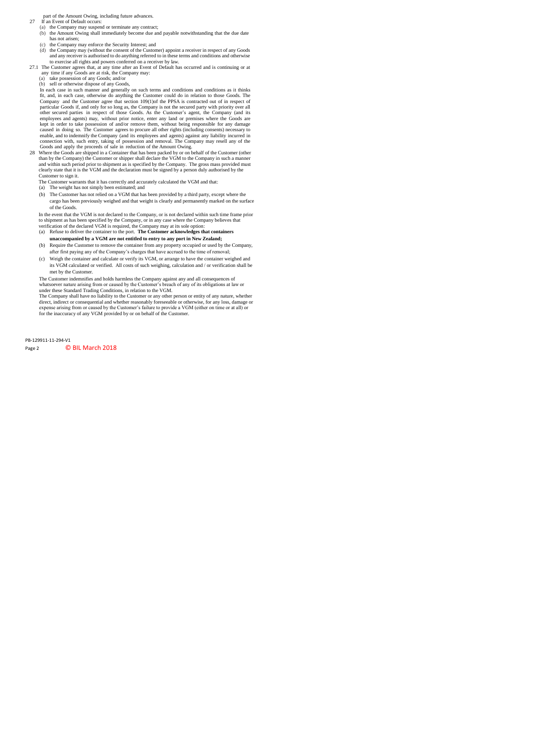part of the Amount Owing, including future advances.

27 If an Event of Default occurs:

(a) the Company may suspend or terminate any contract;

(b) the Amount Owing shall immediately become due and payable notwithstanding that the due date has not arisen;

(c) the Company may enforce the Security Interest; and

(d) the Company may (without the consent of the Customer) appoint a receiver in respect of any Goods and any receiver is authorised to do anything referred to in these terms and conditions and otherwise to exercise all rights and powers conferred on a receiver by law.

27.1 The Customer agrees that, at any time after an Event of Default has occurred and is continuing or at any time if any Goods are at risk, the Company may:

(a) take possession of any Goods; and/or

(b) sell or otherwise dispose of any Goods,

In each case in such manner and generally on such terms and conditions and conditions as it thinks fit, and, in each case, otherwise do anything the Customer could do in relation to those Goods. The Company and the Customer agree that section 109(1)of the PPSA is contracted out of in respect of particular Goods if, and only for so long as, the Company is not the secured party with priority over all other secured parties in respect of those Goods. As the Customer's agent, the Company (and its employees and agents) may, without prior notice, enter any land or premises where the Goods are kept in order to take possession of and/or remove them, without being responsible for any damage caused in doing so. The Customer agrees to procure all other rights (including consents) necessary to enable, and to indemnify the Company (and its employees and agents) against any liability incurred in connection with, such entry, taking of possession and removal. The Company may resell any of the Goods and apply the proceeds of sale in reduction of the Amount Owing.

28 Where the Goods are shipped in a Container that has been packed by or on behalf of the Customer (other than by the Company) the Customer or shipper shall declare the VGM to the Company in such a manner and within such period prior to shipment as is specified by the Company. The gross mass provided must clearly state that it is the VGM and the declaration must be signed by a person duly authorised by the Customer to sign it.

The Customer warrants that it has correctly and accurately calculated the VGM and that:

(a) The weight has not simply been estimated; and

(b) The Customer has not relied on a VGM that has been provided by a third party, except where the cargo has been previously weighed and that weight is clearly and permanently marked on the surface of the Goods.

In the event that the VGM is not declared to the Company, or is not declared within such time frame prior to shipment as has been specified by the Company, or in any case where the Company believes that verification of the declared VGM is required, the Company may at its sole option:

(a) Refuse to deliver the container to the port. **The Customer acknowledges that containers unaccompanied by a VGM are not entitled to entry to any port in New Zealand;**

(b) Require the Customer to remove the container from any property occupied or used by the Company, after first paying any of the Company's charges that have accrued to the time of removal;

(c) Weigh the container and calculate or verify its VGM, or arrange to have the container weighed and its VGM calculated or verified. All costs of such weighing, calculation and / or verification shall be met by the Customer.

The Customer indemnifies and holds harmless the Company against any and all consequences of whatsoever nature arising from or caused by the Customer's breach of any of its obligations at law or under these Standard Trading Conditions, in relation to the VGM.

The Company shall have no liability to the Customer or any other person or entity of any nature, whether direct, indirect or consequential and whether reasonably foreseeable or otherwise, for any loss, damage or expense arising from or caused by the Customer's failure to provide a VGM (either on time or at all) or for the inaccuracy of any VGM provided by or on behalf of the Customer.

PB-129911-11-294-V1

© BIL March 2018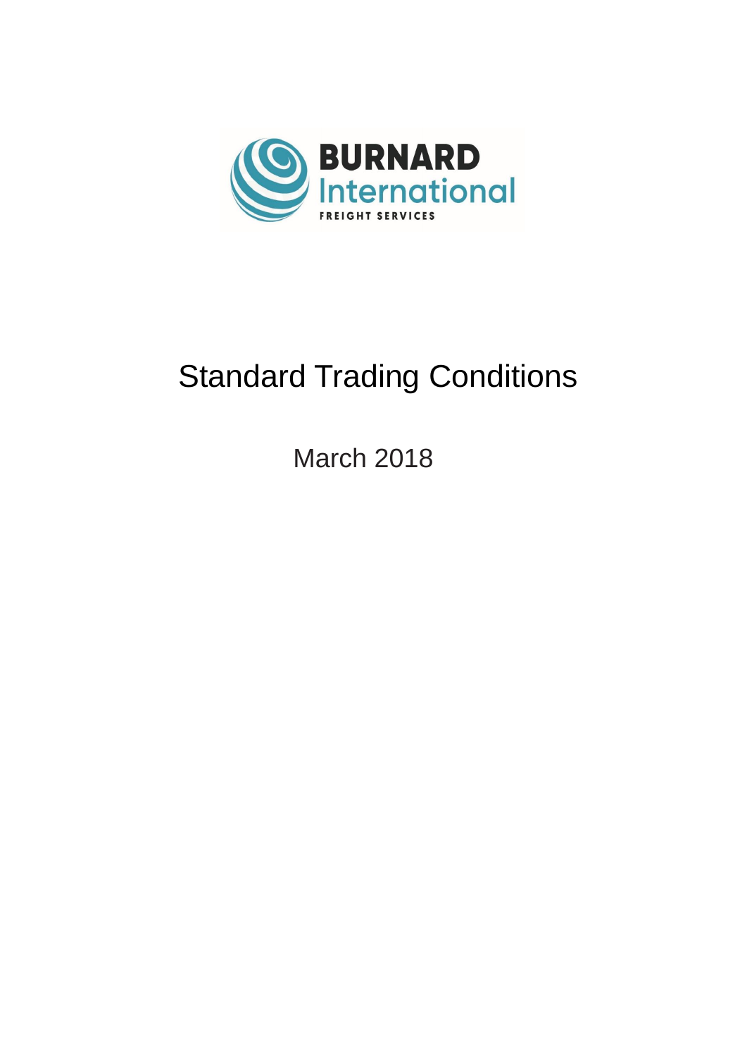BURNARD
International
FREIGHT SERVICES

# Standard Trading Conditions

March 2018